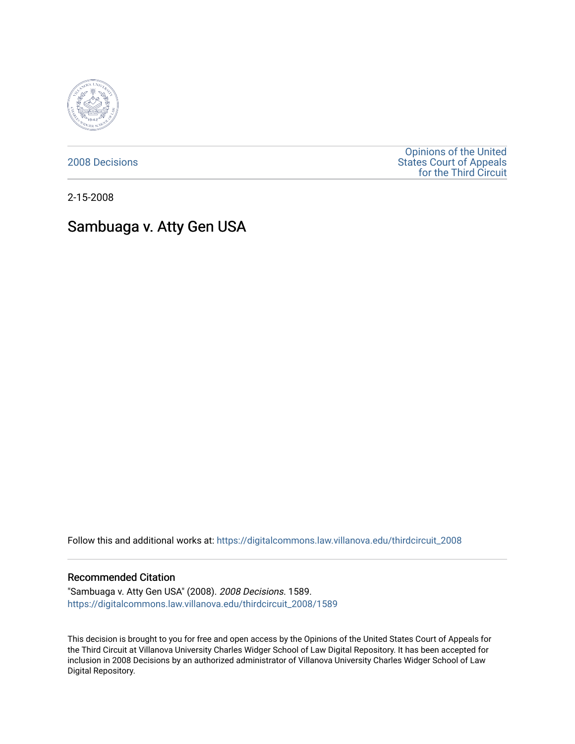2008 Decisions

Opinions of the United States Court of Appeals for the Third Circuit

2-15-2008

# Sambuaga v. Atty Gen USA

Follow this and additional works at: https://digitalcommons.law.villanova.edu/thirdcircuit_2008

## Recommended Citation

"Sambuaga v. Atty Gen USA" (2008). *2008 Decisions*. 1589.
https://digitalcommons.law.villanova.edu/thirdcircuit_2008/1589

This decision is brought to you for free and open access by the Opinions of the United States Court of Appeals for the Third Circuit at Villanova University Charles Widger School of Law Digital Repository. It has been accepted for inclusion in 2008 Decisions by an authorized administrator of Villanova University Charles Widger School of Law Digital Repository.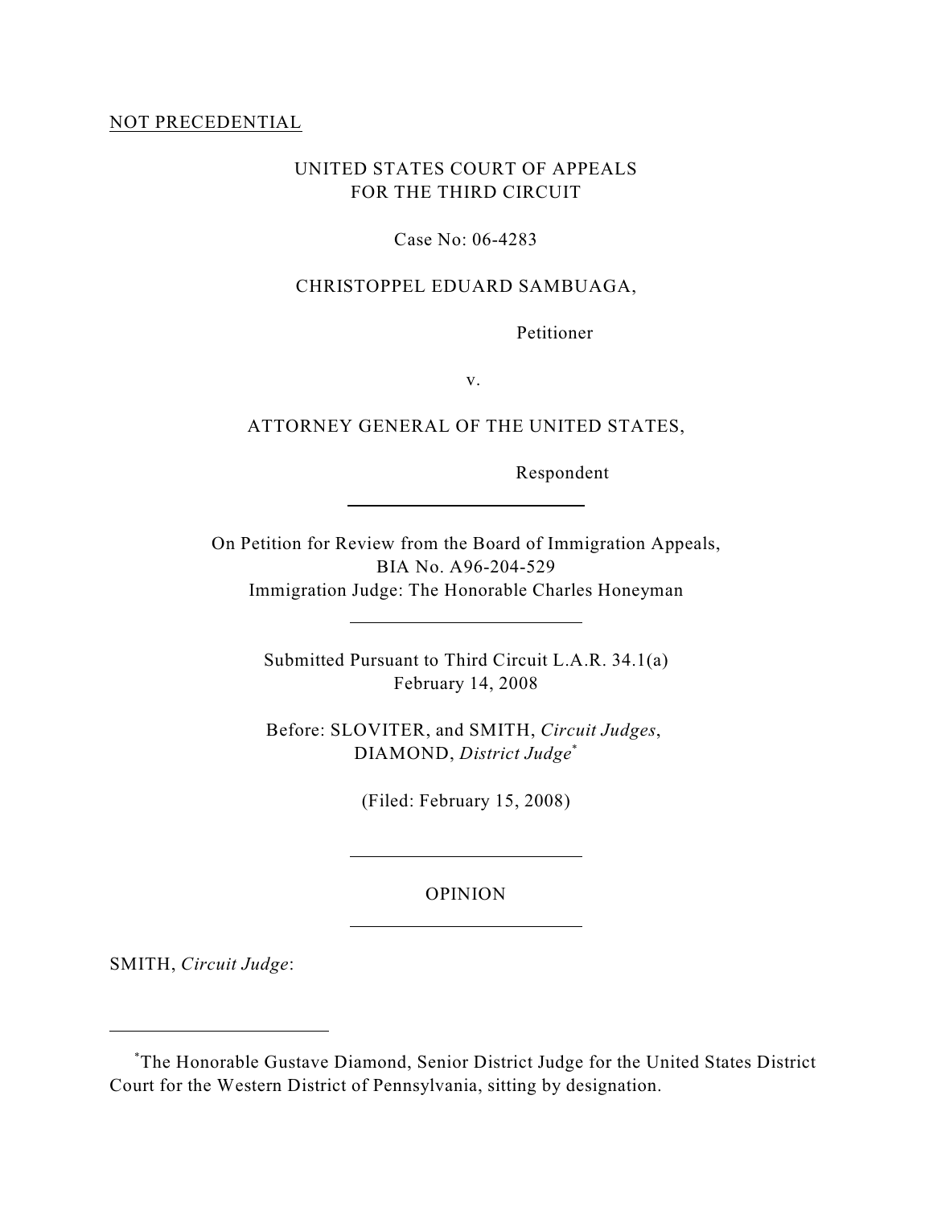NOT PRECEDENTIAL

UNITED STATES COURT OF APPEALS
FOR THE THIRD CIRCUIT

Case No: 06-4283

CHRISTOPPEL EDUARD SAMBUAGA,

Petitioner

v.

ATTORNEY GENERAL OF THE UNITED STATES,

Respondent

---

On Petition for Review from the Board of Immigration Appeals,
BIA No. A96-204-529
Immigration Judge: The Honorable Charles Honeyman

---

Submitted Pursuant to Third Circuit L.A.R. 34.1(a)
February 14, 2008

Before: SLOVITER, and SMITH, *Circuit Judges*,
DIAMOND, *District Judge*[*]

(Filed: February 15, 2008)

---

OPINION

---

SMITH, *Circuit Judge*:

---

[*]The Honorable Gustave Diamond, Senior District Judge for the United States District Court for the Western District of Pennsylvania, sitting by designation.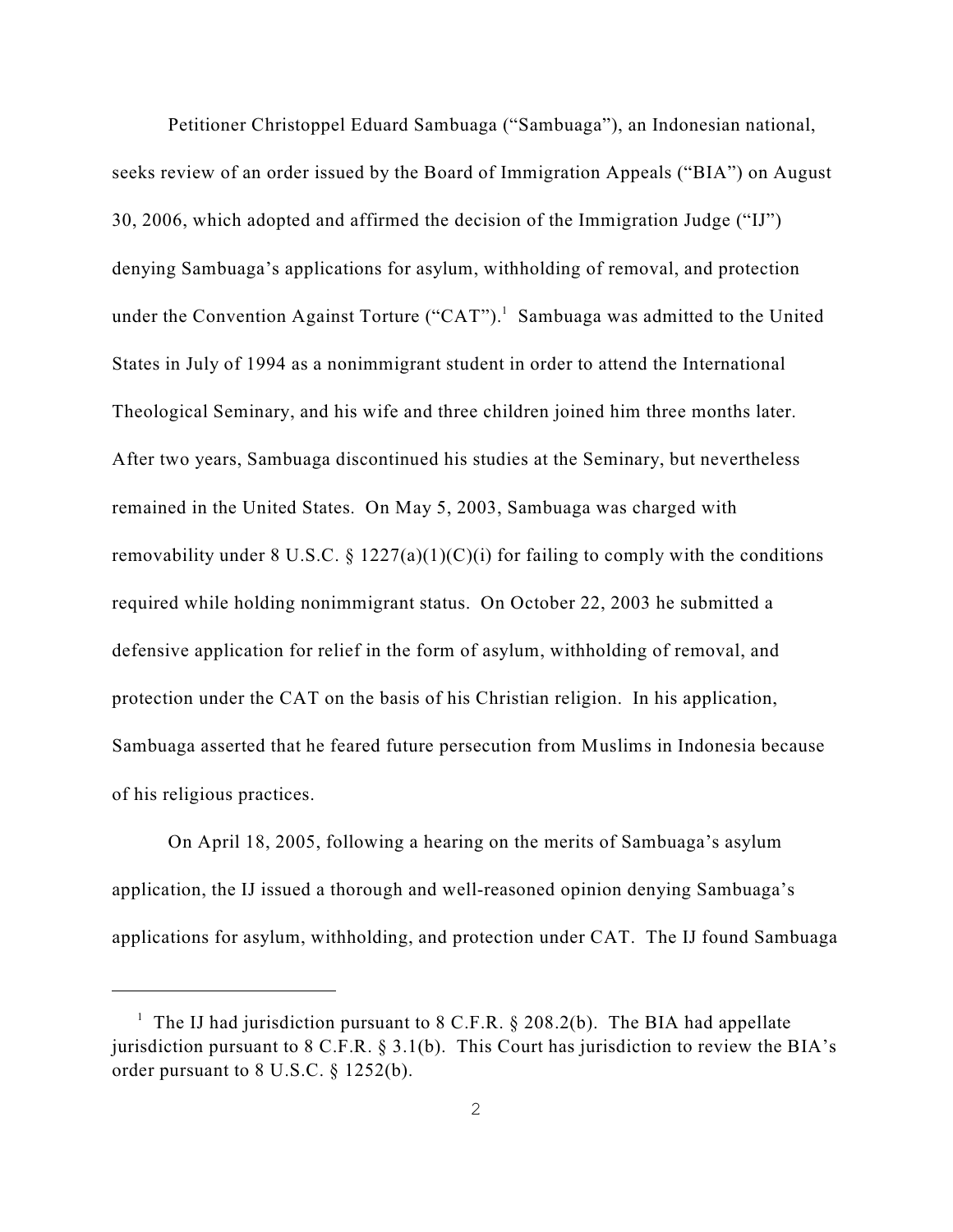Petitioner Christoppel Eduard Sambuaga ("Sambuaga"), an Indonesian national, seeks review of an order issued by the Board of Immigration Appeals ("BIA") on August 30, 2006, which adopted and affirmed the decision of the Immigration Judge ("IJ") denying Sambuaga's applications for asylum, withholding of removal, and protection under the Convention Against Torture ("CAT").[1] Sambuaga was admitted to the United States in July of 1994 as a nonimmigrant student in order to attend the International Theological Seminary, and his wife and three children joined him three months later. After two years, Sambuaga discontinued his studies at the Seminary, but nevertheless remained in the United States. On May 5, 2003, Sambuaga was charged with removability under 8 U.S.C. § 1227(a)(1)(C)(i) for failing to comply with the conditions required while holding nonimmigrant status. On October 22, 2003 he submitted a defensive application for relief in the form of asylum, withholding of removal, and protection under the CAT on the basis of his Christian religion. In his application, Sambuaga asserted that he feared future persecution from Muslims in Indonesia because of his religious practices.

On April 18, 2005, following a hearing on the merits of Sambuaga's asylum application, the IJ issued a thorough and well-reasoned opinion denying Sambuaga's applications for asylum, withholding, and protection under CAT. The IJ found Sambuaga

---

[1] The IJ had jurisdiction pursuant to 8 C.F.R. § 208.2(b). The BIA had appellate jurisdiction pursuant to 8 C.F.R. § 3.1(b). This Court has jurisdiction to review the BIA's order pursuant to 8 U.S.C. § 1252(b).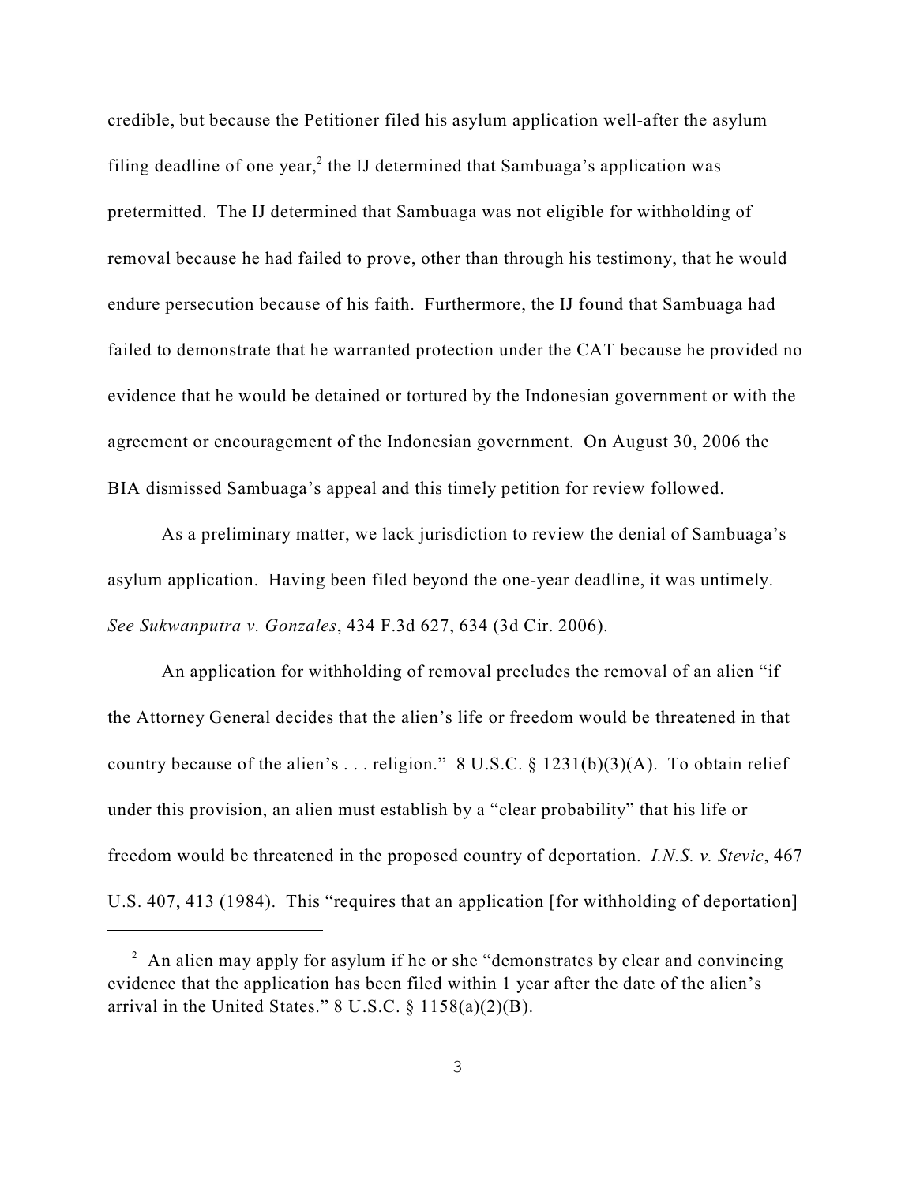credible, but because the Petitioner filed his asylum application well-after the asylum filing deadline of one year,[2] the IJ determined that Sambuaga's application was pretermitted. The IJ determined that Sambuaga was not eligible for withholding of removal because he had failed to prove, other than through his testimony, that he would endure persecution because of his faith. Furthermore, the IJ found that Sambuaga had failed to demonstrate that he warranted protection under the CAT because he provided no evidence that he would be detained or tortured by the Indonesian government or with the agreement or encouragement of the Indonesian government. On August 30, 2006 the BIA dismissed Sambuaga's appeal and this timely petition for review followed.

As a preliminary matter, we lack jurisdiction to review the denial of Sambuaga's asylum application. Having been filed beyond the one-year deadline, it was untimely. *See Sukwanputra v. Gonzales*, 434 F.3d 627, 634 (3d Cir. 2006).

An application for withholding of removal precludes the removal of an alien "if the Attorney General decides that the alien's life or freedom would be threatened in that country because of the alien's . . . religion." 8 U.S.C. § 1231(b)(3)(A). To obtain relief under this provision, an alien must establish by a "clear probability" that his life or freedom would be threatened in the proposed country of deportation. *I.N.S. v. Stevic*, 467 U.S. 407, 413 (1984). This "requires that an application [for withholding of deportation]

---

[2] An alien may apply for asylum if he or she "demonstrates by clear and convincing evidence that the application has been filed within 1 year after the date of the alien's arrival in the United States." 8 U.S.C. § 1158(a)(2)(B).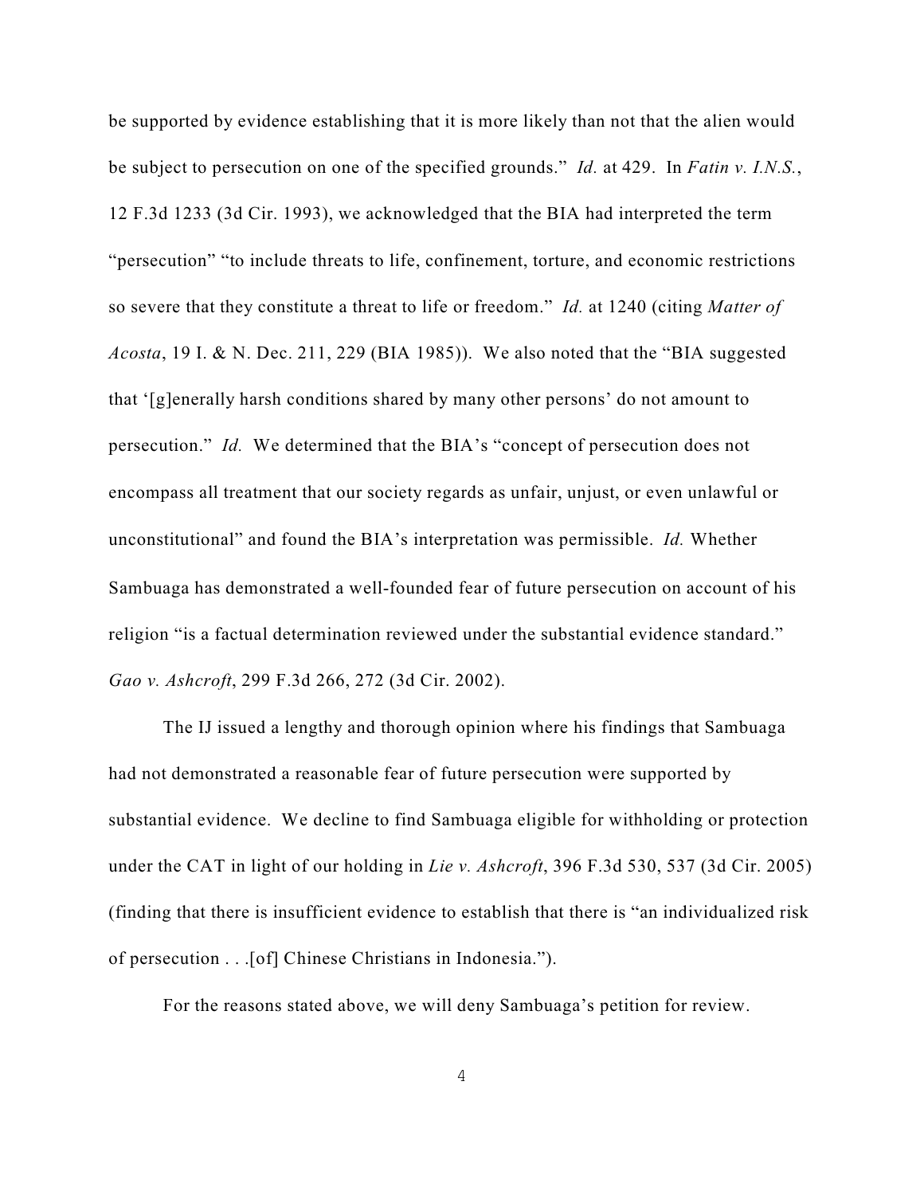be supported by evidence establishing that it is more likely than not that the alien would be subject to persecution on one of the specified grounds." *Id.* at 429. In *Fatin v. I.N.S.*, 12 F.3d 1233 (3d Cir. 1993), we acknowledged that the BIA had interpreted the term "persecution" "to include threats to life, confinement, torture, and economic restrictions so severe that they constitute a threat to life or freedom." *Id.* at 1240 (citing *Matter of Acosta*, 19 I. & N. Dec. 211, 229 (BIA 1985)). We also noted that the "BIA suggested that '[g]enerally harsh conditions shared by many other persons' do not amount to persecution." *Id.* We determined that the BIA's "concept of persecution does not encompass all treatment that our society regards as unfair, unjust, or even unlawful or unconstitutional" and found the BIA's interpretation was permissible. *Id.* Whether Sambuaga has demonstrated a well-founded fear of future persecution on account of his religion "is a factual determination reviewed under the substantial evidence standard." *Gao v. Ashcroft*, 299 F.3d 266, 272 (3d Cir. 2002).

The IJ issued a lengthy and thorough opinion where his findings that Sambuaga had not demonstrated a reasonable fear of future persecution were supported by substantial evidence. We decline to find Sambuaga eligible for withholding or protection under the CAT in light of our holding in *Lie v. Ashcroft*, 396 F.3d 530, 537 (3d Cir. 2005) (finding that there is insufficient evidence to establish that there is "an individualized risk of persecution . . .[of] Chinese Christians in Indonesia.").

For the reasons stated above, we will deny Sambuaga's petition for review.